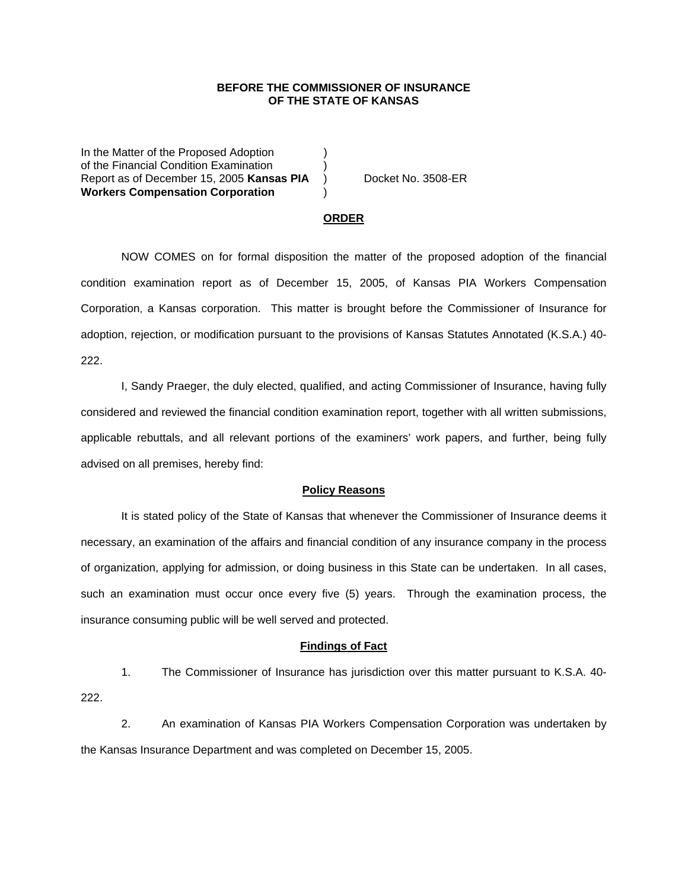**BEFORE THE COMMISSIONER OF INSURANCE**
**OF THE STATE OF KANSAS**

In the Matter of the Proposed Adoption )
of the Financial Condition Examination )
Report as of December 15, 2005 **Kansas PIA** ) Docket No. 3508-ER
**Workers Compensation Corporation** )

## ORDER

NOW COMES on for formal disposition the matter of the proposed adoption of the financial condition examination report as of December 15, 2005, of Kansas PIA Workers Compensation Corporation, a Kansas corporation. This matter is brought before the Commissioner of Insurance for adoption, rejection, or modification pursuant to the provisions of Kansas Statutes Annotated (K.S.A.) 40-222.

I, Sandy Praeger, the duly elected, qualified, and acting Commissioner of Insurance, having fully considered and reviewed the financial condition examination report, together with all written submissions, applicable rebuttals, and all relevant portions of the examiners' work papers, and further, being fully advised on all premises, hereby find:

### Policy Reasons

It is stated policy of the State of Kansas that whenever the Commissioner of Insurance deems it necessary, an examination of the affairs and financial condition of any insurance company in the process of organization, applying for admission, or doing business in this State can be undertaken. In all cases, such an examination must occur once every five (5) years. Through the examination process, the insurance consuming public will be well served and protected.

### Findings of Fact

1. The Commissioner of Insurance has jurisdiction over this matter pursuant to K.S.A. 40-222.

2. An examination of Kansas PIA Workers Compensation Corporation was undertaken by the Kansas Insurance Department and was completed on December 15, 2005.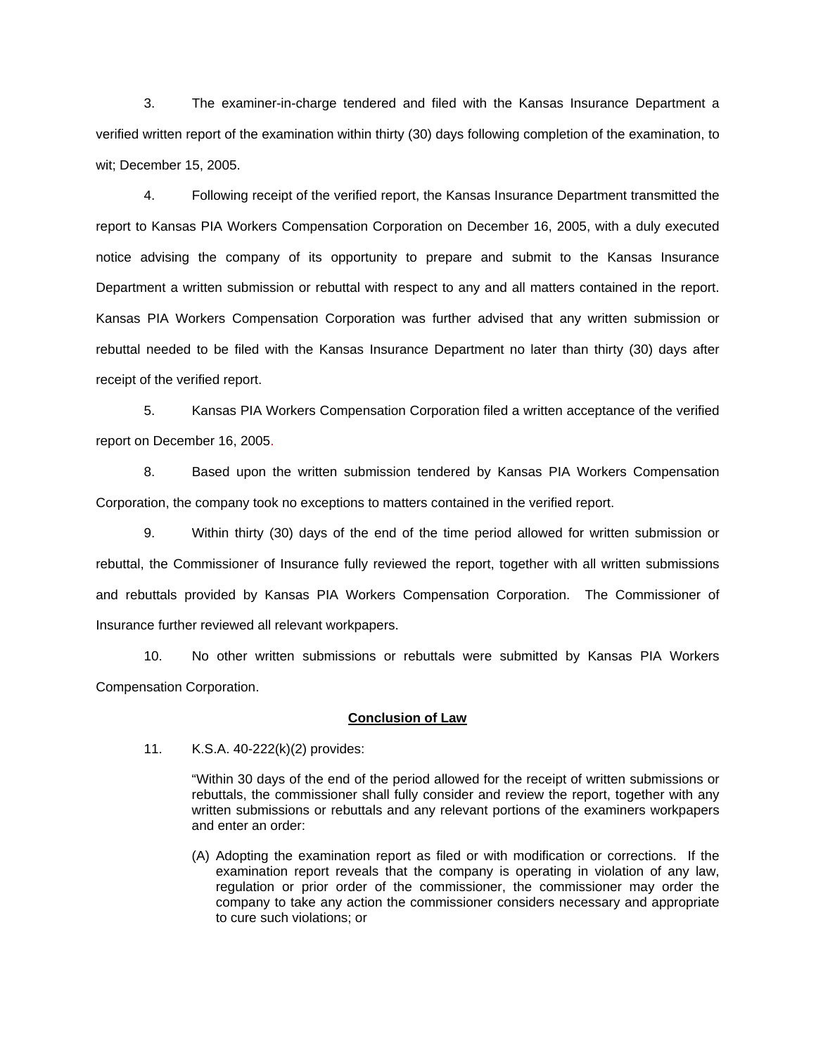3. The examiner-in-charge tendered and filed with the Kansas Insurance Department a verified written report of the examination within thirty (30) days following completion of the examination, to wit; December 15, 2005.

4. Following receipt of the verified report, the Kansas Insurance Department transmitted the report to Kansas PIA Workers Compensation Corporation on December 16, 2005, with a duly executed notice advising the company of its opportunity to prepare and submit to the Kansas Insurance Department a written submission or rebuttal with respect to any and all matters contained in the report. Kansas PIA Workers Compensation Corporation was further advised that any written submission or rebuttal needed to be filed with the Kansas Insurance Department no later than thirty (30) days after receipt of the verified report.

5. Kansas PIA Workers Compensation Corporation filed a written acceptance of the verified report on December 16, 2005.

8. Based upon the written submission tendered by Kansas PIA Workers Compensation Corporation, the company took no exceptions to matters contained in the verified report.

9. Within thirty (30) days of the end of the time period allowed for written submission or rebuttal, the Commissioner of Insurance fully reviewed the report, together with all written submissions and rebuttals provided by Kansas PIA Workers Compensation Corporation. The Commissioner of Insurance further reviewed all relevant workpapers.

10. No other written submissions or rebuttals were submitted by Kansas PIA Workers Compensation Corporation.

**Conclusion of Law**

11. K.S.A. 40-222(k)(2) provides:

> "Within 30 days of the end of the period allowed for the receipt of written submissions or rebuttals, the commissioner shall fully consider and review the report, together with any written submissions or rebuttals and any relevant portions of the examiners workpapers and enter an order:
>
> (A) Adopting the examination report as filed or with modification or corrections. If the examination report reveals that the company is operating in violation of any law, regulation or prior order of the commissioner, the commissioner may order the company to take any action the commissioner considers necessary and appropriate to cure such violations; or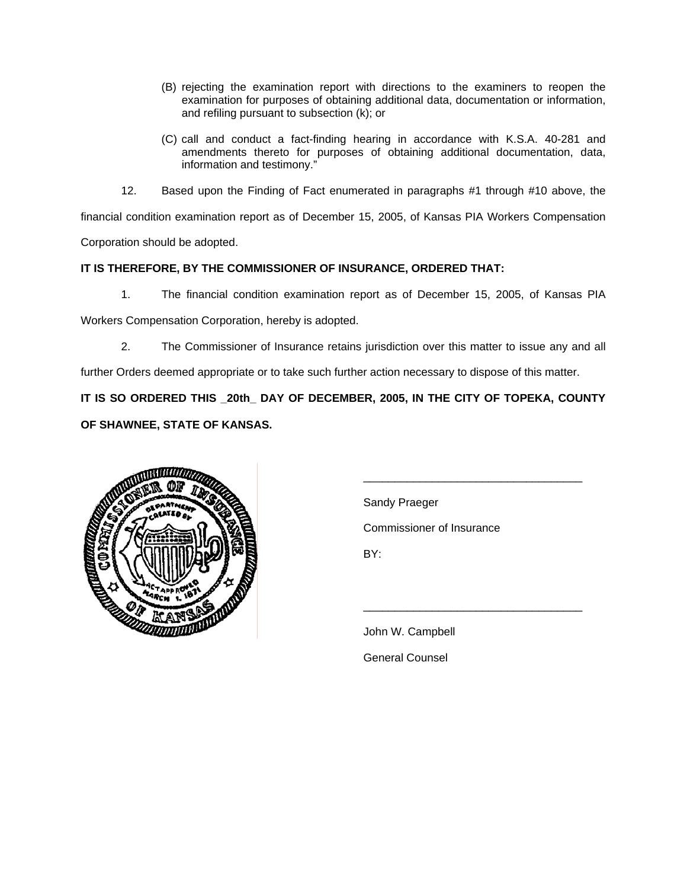(B) rejecting the examination report with directions to the examiners to reopen the examination for purposes of obtaining additional data, documentation or information, and refiling pursuant to subsection (k); or

(C) call and conduct a fact-finding hearing in accordance with K.S.A. 40-281 and amendments thereto for purposes of obtaining additional documentation, data, information and testimony."

12. Based upon the Finding of Fact enumerated in paragraphs #1 through #10 above, the financial condition examination report as of December 15, 2005, of Kansas PIA Workers Compensation Corporation should be adopted.

**IT IS THEREFORE, BY THE COMMISSIONER OF INSURANCE, ORDERED THAT:**

1. The financial condition examination report as of December 15, 2005, of Kansas PIA Workers Compensation Corporation, hereby is adopted.

2. The Commissioner of Insurance retains jurisdiction over this matter to issue any and all further Orders deemed appropriate or to take such further action necessary to dispose of this matter.

**IT IS SO ORDERED THIS _20th_ DAY OF DECEMBER, 2005, IN THE CITY OF TOPEKA, COUNTY OF SHAWNEE, STATE OF KANSAS.**

COMMISSIONER OF INSURANCE DEPARTMENT CREATED BY ACT APPROVED MARCH 1, 1871 OF KANSAS

\_\_\_\_\_\_\_\_\_\_\_\_\_\_\_\_\_\_\_\_\_\_\_\_\_\_\_\_\_\_\_\_\_\_

Sandy Praeger

Commissioner of Insurance

BY:

\_\_\_\_\_\_\_\_\_\_\_\_\_\_\_\_\_\_\_\_\_\_\_\_\_\_\_\_\_\_\_\_\_\_

John W. Campbell

General Counsel